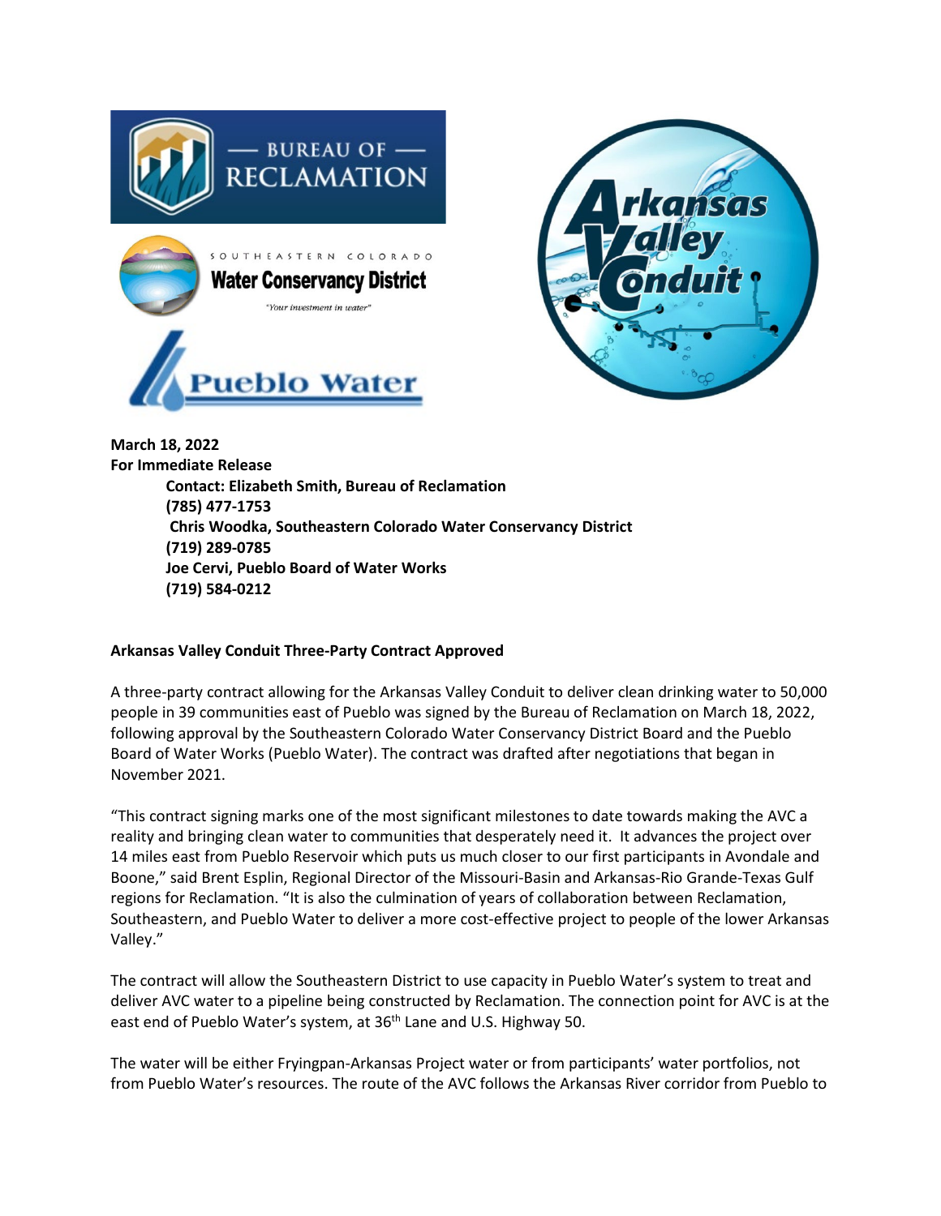**March 18, 2022**
**For Immediate Release**

**Contact: Elizabeth Smith, Bureau of Reclamation**
**(785) 477-1753**
**Chris Woodka, Southeastern Colorado Water Conservancy District**
**(719) 289-0785**
**Joe Cervi, Pueblo Board of Water Works**
**(719) 584-0212**

**Arkansas Valley Conduit Three-Party Contract Approved**

A three-party contract allowing for the Arkansas Valley Conduit to deliver clean drinking water to 50,000 people in 39 communities east of Pueblo was signed by the Bureau of Reclamation on March 18, 2022, following approval by the Southeastern Colorado Water Conservancy District Board and the Pueblo Board of Water Works (Pueblo Water). The contract was drafted after negotiations that began in November 2021.

"This contract signing marks one of the most significant milestones to date towards making the AVC a reality and bringing clean water to communities that desperately need it. It advances the project over 14 miles east from Pueblo Reservoir which puts us much closer to our first participants in Avondale and Boone," said Brent Esplin, Regional Director of the Missouri-Basin and Arkansas-Rio Grande-Texas Gulf regions for Reclamation. "It is also the culmination of years of collaboration between Reclamation, Southeastern, and Pueblo Water to deliver a more cost-effective project to people of the lower Arkansas Valley."

The contract will allow the Southeastern District to use capacity in Pueblo Water's system to treat and deliver AVC water to a pipeline being constructed by Reclamation. The connection point for AVC is at the east end of Pueblo Water's system, at 36th Lane and U.S. Highway 50.

The water will be either Fryingpan-Arkansas Project water or from participants' water portfolios, not from Pueblo Water's resources. The route of the AVC follows the Arkansas River corridor from Pueblo to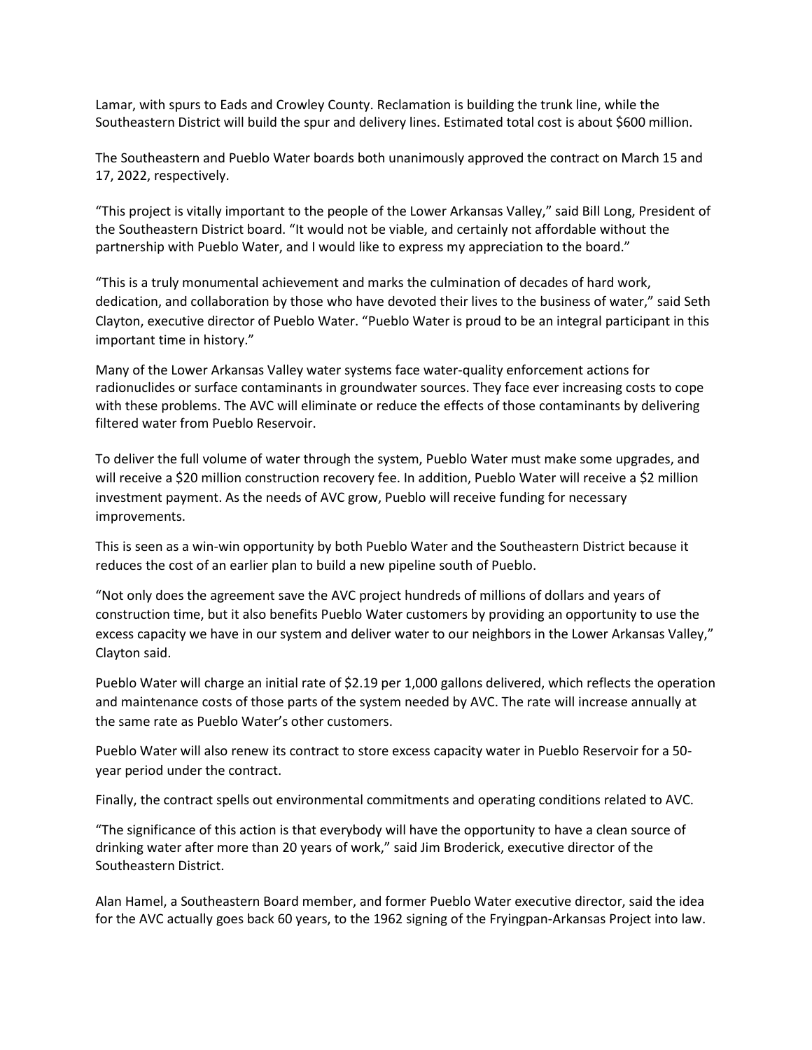Lamar, with spurs to Eads and Crowley County. Reclamation is building the trunk line, while the Southeastern District will build the spur and delivery lines. Estimated total cost is about $600 million.

The Southeastern and Pueblo Water boards both unanimously approved the contract on March 15 and 17, 2022, respectively.

“This project is vitally important to the people of the Lower Arkansas Valley,” said Bill Long, President of the Southeastern District board. “It would not be viable, and certainly not affordable without the partnership with Pueblo Water, and I would like to express my appreciation to the board.”

“This is a truly monumental achievement and marks the culmination of decades of hard work, dedication, and collaboration by those who have devoted their lives to the business of water,” said Seth Clayton, executive director of Pueblo Water. “Pueblo Water is proud to be an integral participant in this important time in history.”

Many of the Lower Arkansas Valley water systems face water-quality enforcement actions for radionuclides or surface contaminants in groundwater sources. They face ever increasing costs to cope with these problems. The AVC will eliminate or reduce the effects of those contaminants by delivering filtered water from Pueblo Reservoir.

To deliver the full volume of water through the system, Pueblo Water must make some upgrades, and will receive a $20 million construction recovery fee. In addition, Pueblo Water will receive a $2 million investment payment. As the needs of AVC grow, Pueblo will receive funding for necessary improvements.

This is seen as a win-win opportunity by both Pueblo Water and the Southeastern District because it reduces the cost of an earlier plan to build a new pipeline south of Pueblo.

“Not only does the agreement save the AVC project hundreds of millions of dollars and years of construction time, but it also benefits Pueblo Water customers by providing an opportunity to use the excess capacity we have in our system and deliver water to our neighbors in the Lower Arkansas Valley,” Clayton said.

Pueblo Water will charge an initial rate of $2.19 per 1,000 gallons delivered, which reflects the operation and maintenance costs of those parts of the system needed by AVC. The rate will increase annually at the same rate as Pueblo Water’s other customers.

Pueblo Water will also renew its contract to store excess capacity water in Pueblo Reservoir for a 50-year period under the contract.

Finally, the contract spells out environmental commitments and operating conditions related to AVC.

“The significance of this action is that everybody will have the opportunity to have a clean source of drinking water after more than 20 years of work,” said Jim Broderick, executive director of the Southeastern District.

Alan Hamel, a Southeastern Board member, and former Pueblo Water executive director, said the idea for the AVC actually goes back 60 years, to the 1962 signing of the Fryingpan-Arkansas Project into law.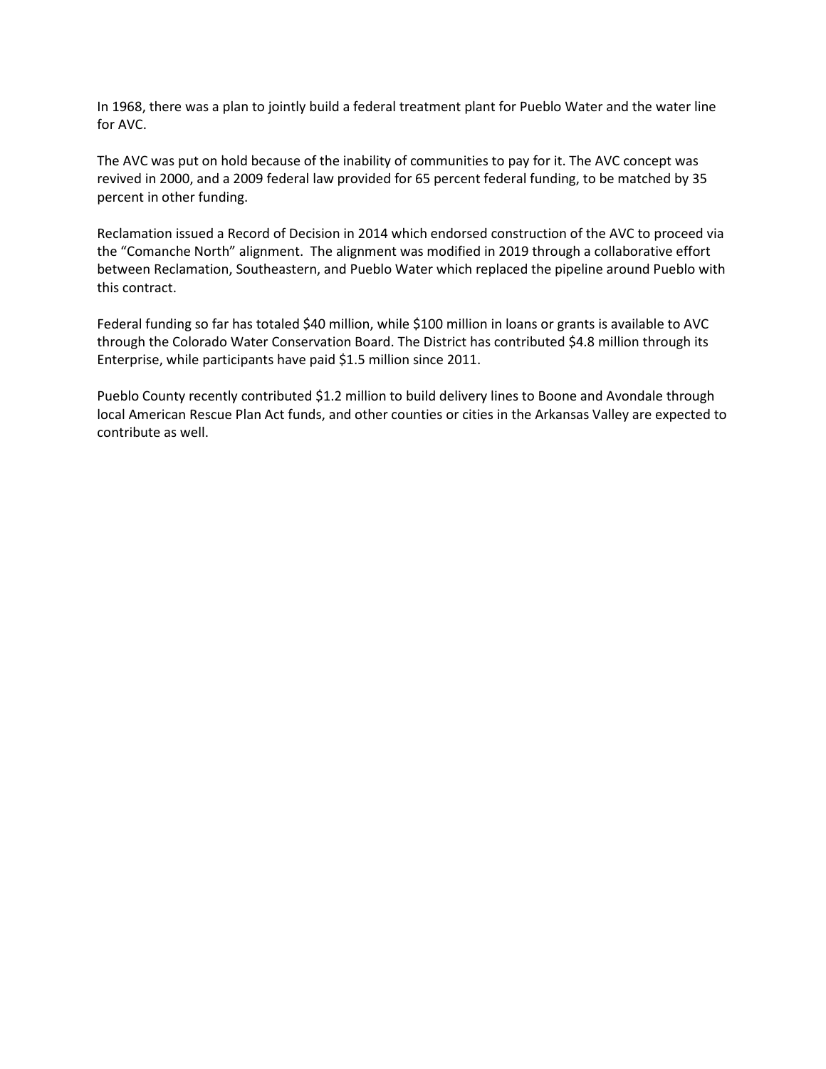In 1968, there was a plan to jointly build a federal treatment plant for Pueblo Water and the water line for AVC.

The AVC was put on hold because of the inability of communities to pay for it. The AVC concept was revived in 2000, and a 2009 federal law provided for 65 percent federal funding, to be matched by 35 percent in other funding.

Reclamation issued a Record of Decision in 2014 which endorsed construction of the AVC to proceed via the "Comanche North" alignment. The alignment was modified in 2019 through a collaborative effort between Reclamation, Southeastern, and Pueblo Water which replaced the pipeline around Pueblo with this contract.

Federal funding so far has totaled $40 million, while $100 million in loans or grants is available to AVC through the Colorado Water Conservation Board. The District has contributed $4.8 million through its Enterprise, while participants have paid $1.5 million since 2011.

Pueblo County recently contributed $1.2 million to build delivery lines to Boone and Avondale through local American Rescue Plan Act funds, and other counties or cities in the Arkansas Valley are expected to contribute as well.